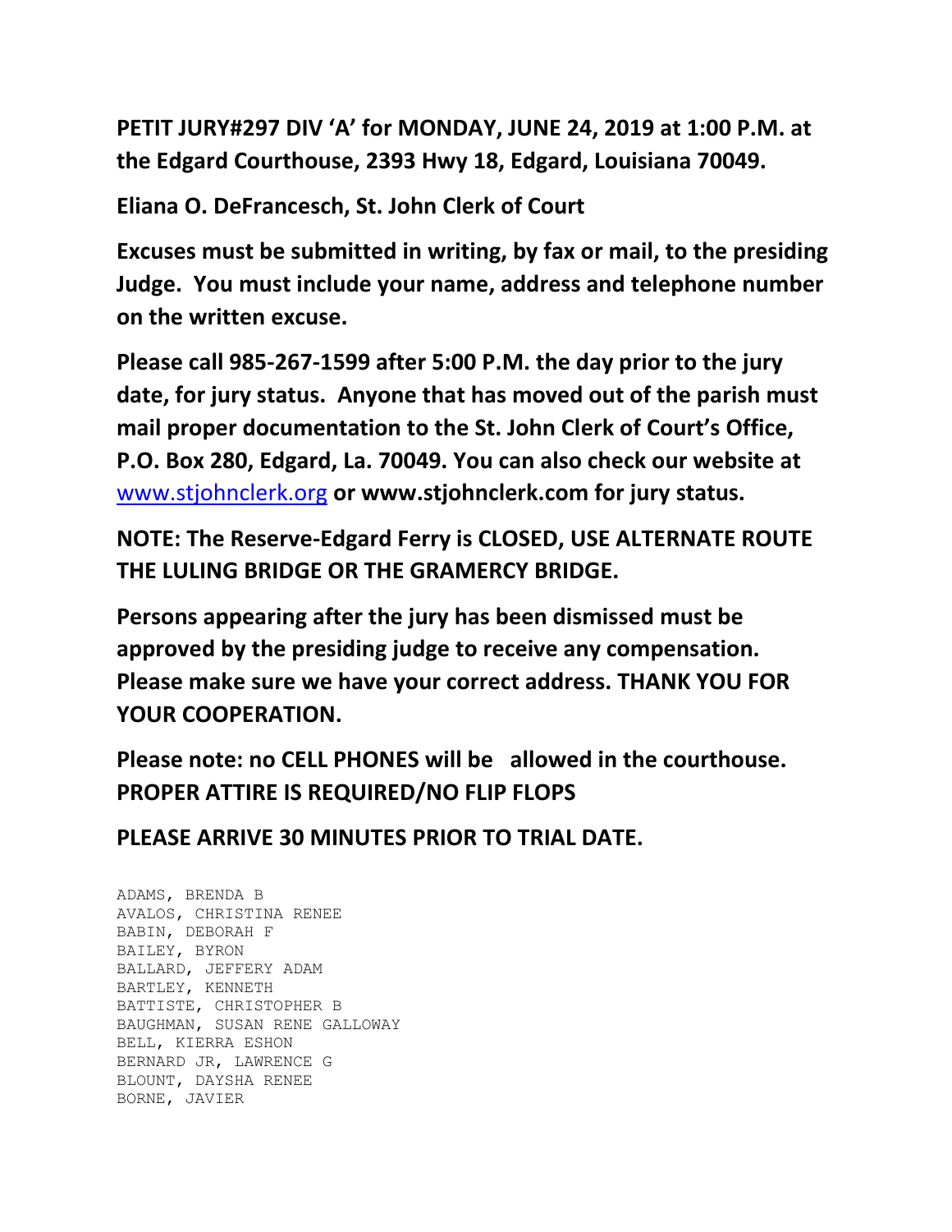**PETIT JURY#297 DIV 'A' for MONDAY, JUNE 24, 2019 at 1:00 P.M. at the Edgard Courthouse, 2393 Hwy 18, Edgard, Louisiana 70049.**

**Eliana O. DeFrancesch, St. John Clerk of Court**

**Excuses must be submitted in writing, by fax or mail, to the presiding Judge. You must include your name, address and telephone number on the written excuse.**

**Please call 985-267-1599 after 5:00 P.M. the day prior to the jury date, for jury status. Anyone that has moved out of the parish must mail proper documentation to the St. John Clerk of Court's Office, P.O. Box 280, Edgard, La. 70049. You can also check our website at [www.stjohnclerk.org](www.stjohnclerk.org) or www.stjohnclerk.com for jury status.**

**NOTE: The Reserve-Edgard Ferry is CLOSED, USE ALTERNATE ROUTE THE LULING BRIDGE OR THE GRAMERCY BRIDGE.**

**Persons appearing after the jury has been dismissed must be approved by the presiding judge to receive any compensation. Please make sure we have your correct address. THANK YOU FOR YOUR COOPERATION.**

**Please note: no CELL PHONES will be allowed in the courthouse. PROPER ATTIRE IS REQUIRED/NO FLIP FLOPS**

**PLEASE ARRIVE 30 MINUTES PRIOR TO TRIAL DATE.**

ADAMS, BRENDA B
AVALOS, CHRISTINA RENEE
BABIN, DEBORAH F
BAILEY, BYRON
BALLARD, JEFFERY ADAM
BARTLEY, KENNETH
BATTISTE, CHRISTOPHER B
BAUGHMAN, SUSAN RENE GALLOWAY
BELL, KIERRA ESHON
BERNARD JR, LAWRENCE G
BLOUNT, DAYSHA RENEE
BORNE, JAVIER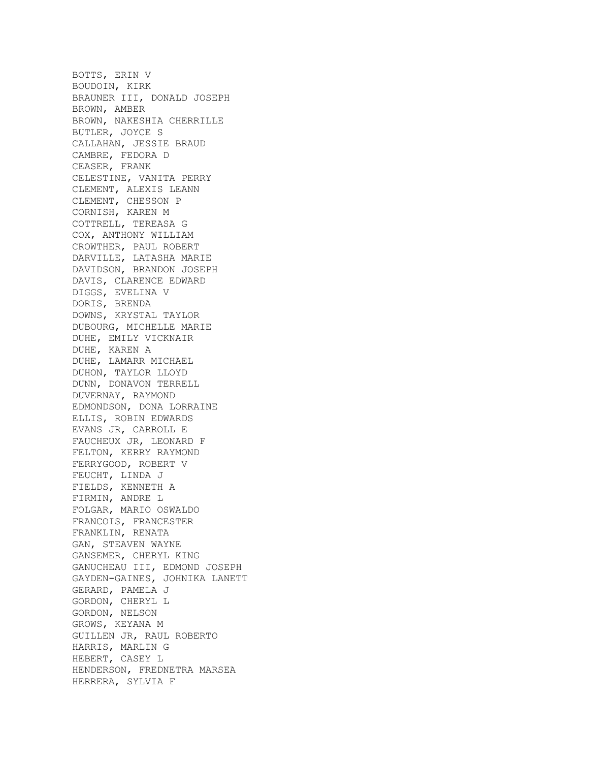BOTTS, ERIN V
BOUDOIN, KIRK
BRAUNER III, DONALD JOSEPH
BROWN, AMBER
BROWN, NAKESHIA CHERRILLE
BUTLER, JOYCE S
CALLAHAN, JESSIE BRAUD
CAMBRE, FEDORA D
CEASER, FRANK
CELESTINE, VANITA PERRY
CLEMENT, ALEXIS LEANN
CLEMENT, CHESSON P
CORNISH, KAREN M
COTTRELL, TEREASA G
COX, ANTHONY WILLIAM
CROWTHER, PAUL ROBERT
DARVILLE, LATASHA MARIE
DAVIDSON, BRANDON JOSEPH
DAVIS, CLARENCE EDWARD
DIGGS, EVELINA V
DORIS, BRENDA
DOWNS, KRYSTAL TAYLOR
DUBOURG, MICHELLE MARIE
DUHE, EMILY VICKNAIR
DUHE, KAREN A
DUHE, LAMARR MICHAEL
DUHON, TAYLOR LLOYD
DUNN, DONAVON TERRELL
DUVERNAY, RAYMOND
EDMONDSON, DONA LORRAINE
ELLIS, ROBIN EDWARDS
EVANS JR, CARROLL E
FAUCHEUX JR, LEONARD F
FELTON, KERRY RAYMOND
FERRYGOOD, ROBERT V
FEUCHT, LINDA J
FIELDS, KENNETH A
FIRMIN, ANDRE L
FOLGAR, MARIO OSWALDO
FRANCOIS, FRANCESTER
FRANKLIN, RENATA
GAN, STEAVEN WAYNE
GANSEMER, CHERYL KING
GANUCHEAU III, EDMOND JOSEPH
GAYDEN-GAINES, JOHNIKA LANETT
GERARD, PAMELA J
GORDON, CHERYL L
GORDON, NELSON
GROWS, KEYANA M
GUILLEN JR, RAUL ROBERTO
HARRIS, MARLIN G
HEBERT, CASEY L
HENDERSON, FREDNETRA MARSEA
HERRERA, SYLVIA F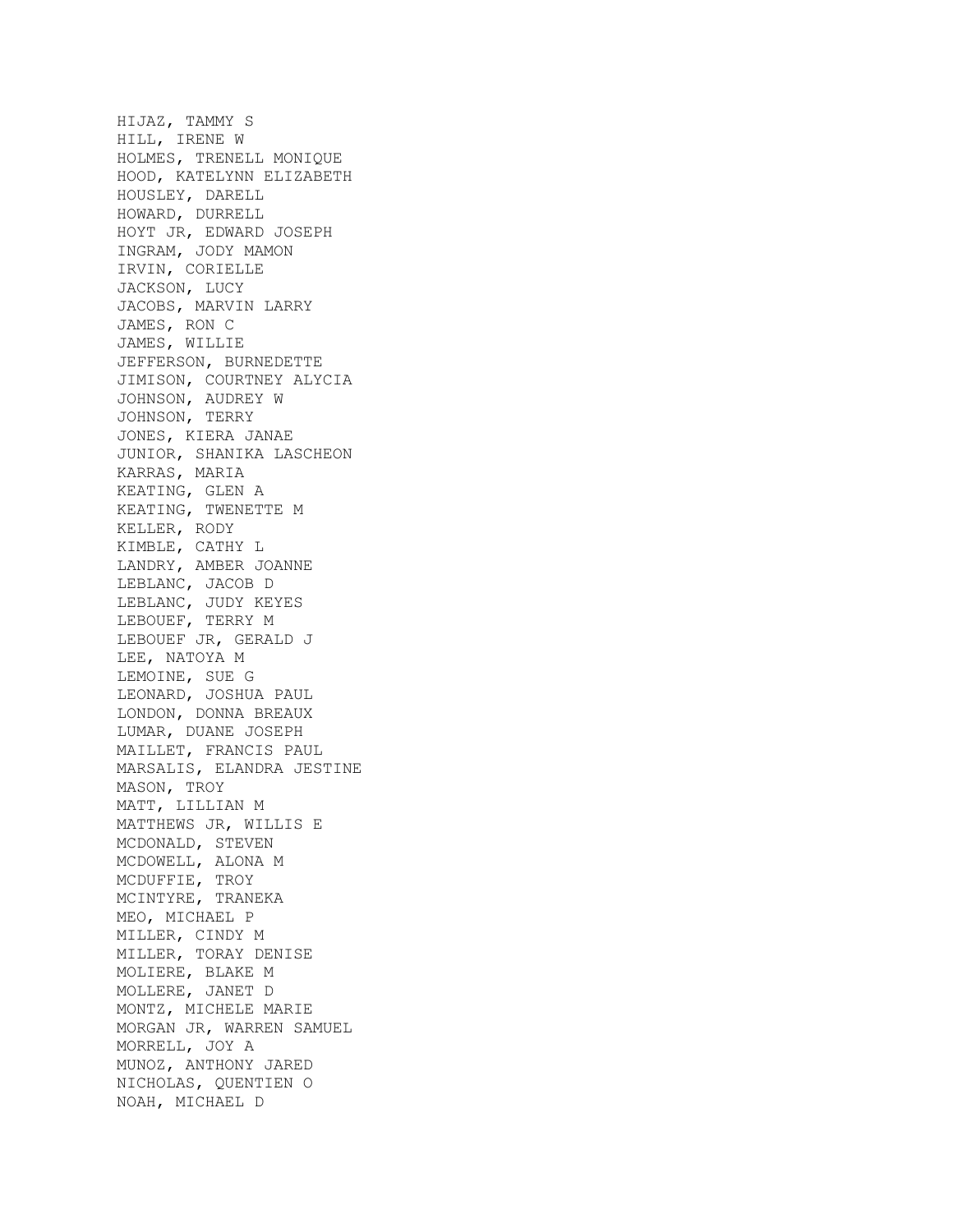HIJAZ, TAMMY S
HILL, IRENE W
HOLMES, TRENELL MONIQUE
HOOD, KATELYNN ELIZABETH
HOUSLEY, DARELL
HOWARD, DURRELL
HOYT JR, EDWARD JOSEPH
INGRAM, JODY MAMON
IRVIN, CORIELLE
JACKSON, LUCY
JACOBS, MARVIN LARRY
JAMES, RON C
JAMES, WILLIE
JEFFERSON, BURNEDETTE
JIMISON, COURTNEY ALYCIA
JOHNSON, AUDREY W
JOHNSON, TERRY
JONES, KIERA JANAE
JUNIOR, SHANIKA LASCHEON
KARRAS, MARIA
KEATING, GLEN A
KEATING, TWENETTE M
KELLER, RODY
KIMBLE, CATHY L
LANDRY, AMBER JOANNE
LEBLANC, JACOB D
LEBLANC, JUDY KEYES
LEBOUEF, TERRY M
LEBOUEF JR, GERALD J
LEE, NATOYA M
LEMOINE, SUE G
LEONARD, JOSHUA PAUL
LONDON, DONNA BREAUX
LUMAR, DUANE JOSEPH
MAILLET, FRANCIS PAUL
MARSALIS, ELANDRA JESTINE
MASON, TROY
MATT, LILLIAN M
MATTHEWS JR, WILLIS E
MCDONALD, STEVEN
MCDOWELL, ALONA M
MCDUFFIE, TROY
MCINTYRE, TRANEKA
MEO, MICHAEL P
MILLER, CINDY M
MILLER, TORAY DENISE
MOLIERE, BLAKE M
MOLLERE, JANET D
MONTZ, MICHELE MARIE
MORGAN JR, WARREN SAMUEL
MORRELL, JOY A
MUNOZ, ANTHONY JARED
NICHOLAS, QUENTIEN O
NOAH, MICHAEL D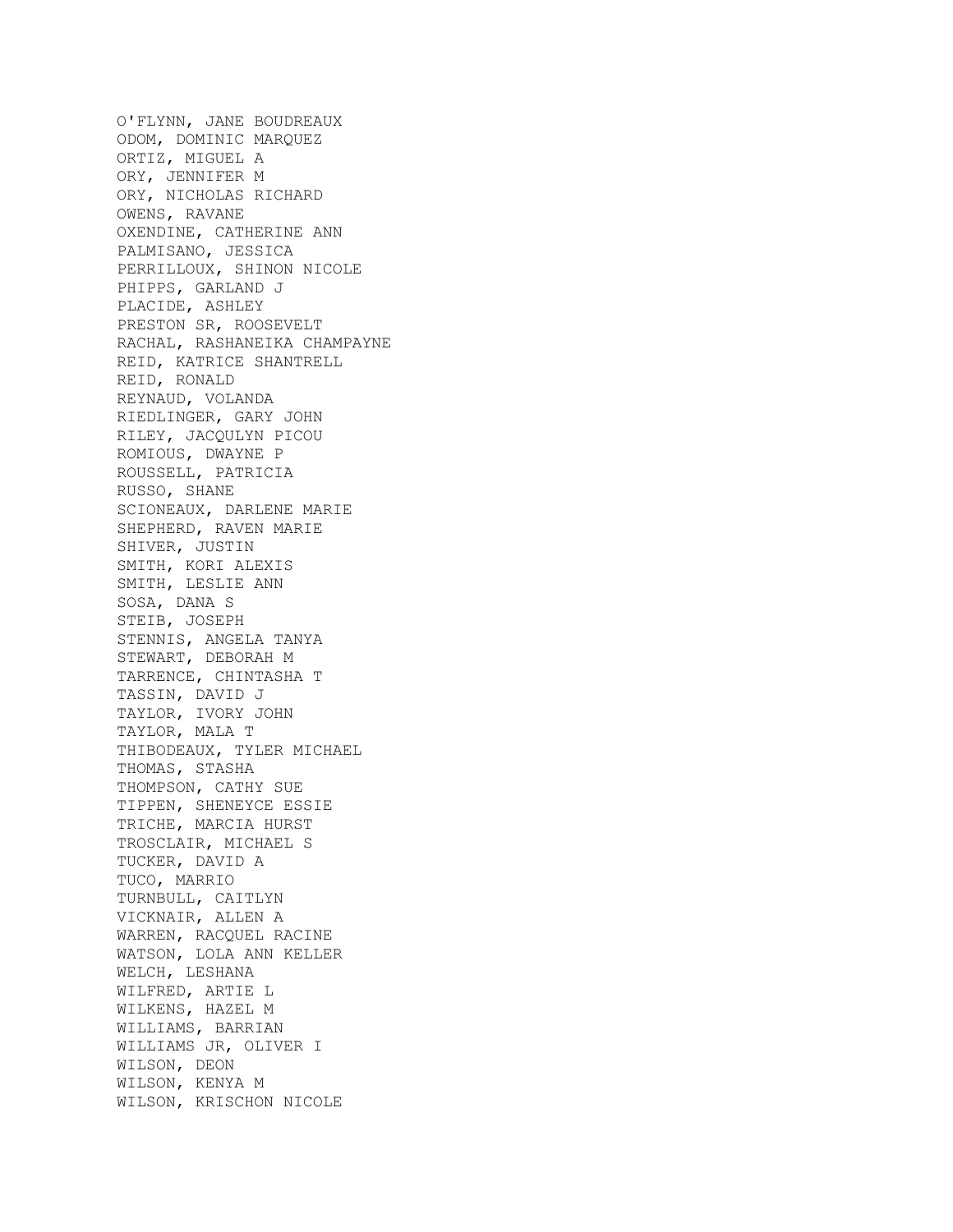O'FLYNN, JANE BOUDREAUX
ODOM, DOMINIC MARQUEZ
ORTIZ, MIGUEL A
ORY, JENNIFER M
ORY, NICHOLAS RICHARD
OWENS, RAVANE
OXENDINE, CATHERINE ANN
PALMISANO, JESSICA
PERRILLOUX, SHINON NICOLE
PHIPPS, GARLAND J
PLACIDE, ASHLEY
PRESTON SR, ROOSEVELT
RACHAL, RASHANEIKA CHAMPAYNE
REID, KATRICE SHANTRELL
REID, RONALD
REYNAUD, VOLANDA
RIEDLINGER, GARY JOHN
RILEY, JACQULYN PICOU
ROMIOUS, DWAYNE P
ROUSSELL, PATRICIA
RUSSO, SHANE
SCIONEAUX, DARLENE MARIE
SHEPHERD, RAVEN MARIE
SHIVER, JUSTIN
SMITH, KORI ALEXIS
SMITH, LESLIE ANN
SOSA, DANA S
STEIB, JOSEPH
STENNIS, ANGELA TANYA
STEWART, DEBORAH M
TARRENCE, CHINTASHA T
TASSIN, DAVID J
TAYLOR, IVORY JOHN
TAYLOR, MALA T
THIBODEAUX, TYLER MICHAEL
THOMAS, STASHA
THOMPSON, CATHY SUE
TIPPEN, SHENEYCE ESSIE
TRICHE, MARCIA HURST
TROSCLAIR, MICHAEL S
TUCKER, DAVID A
TUCO, MARRIO
TURNBULL, CAITLYN
VICKNAIR, ALLEN A
WARREN, RACQUEL RACINE
WATSON, LOLA ANN KELLER
WELCH, LESHANA
WILFRED, ARTIE L
WILKENS, HAZEL M
WILLIAMS, BARRIAN
WILLIAMS JR, OLIVER I
WILSON, DEON
WILSON, KENYA M
WILSON, KRISCHON NICOLE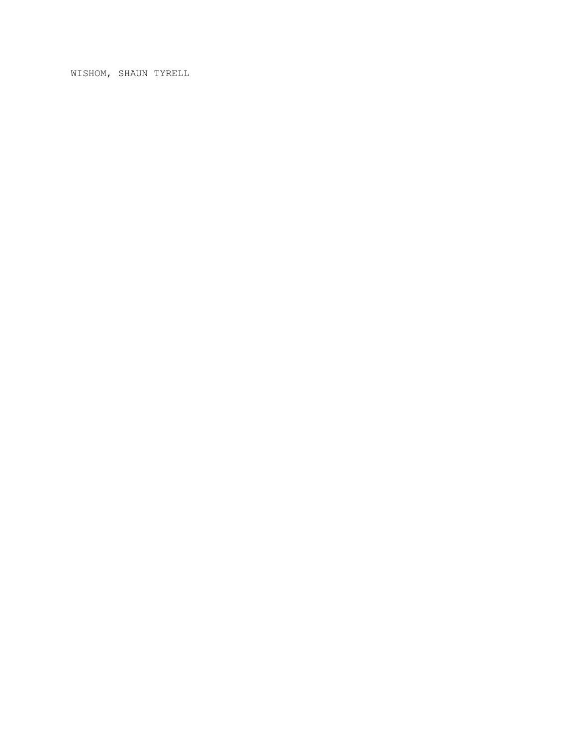WISHOM, SHAUN TYRELL